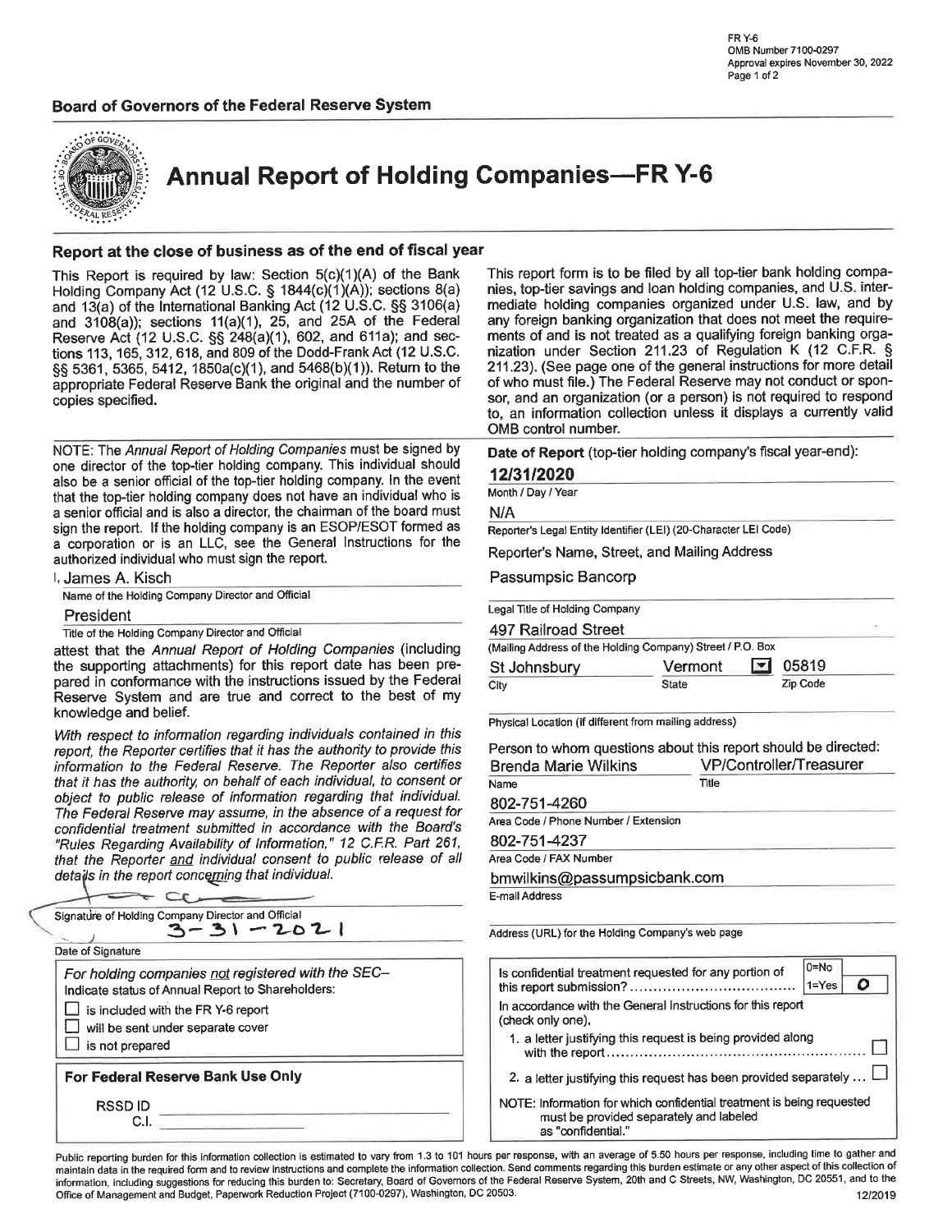FR Y-6
OMB Number 7100-0297
Approval expires November 30, 2022

**Board of Governors of the Federal Reserve System**

# Annual Report of Holding Companies—FR Y-6

## Report at the close of business as of the end of fiscal year

This Report is required by law: Section 5(c)(1)(A) of the Bank Holding Company Act (12 U.S.C. § 1844(c)(1)(A)); sections 8(a) and 13(a) of the International Banking Act (12 U.S.C. §§ 3106(a) and 3108(a)); sections 11(a)(1), 25, and 25A of the Federal Reserve Act (12 U.S.C. §§ 248(a)(1), 602, and 611a); and sections 113, 165, 312, 618, and 809 of the Dodd-Frank Act (12 U.S.C. §§ 5361, 5365, 5412, 1850a(c)(1), and 5468(b)(1)). Return to the appropriate Federal Reserve Bank the original and the number of copies specified.

This report form is to be filed by all top-tier bank holding companies, top-tier savings and loan holding companies, and U.S. intermediate holding companies organized under U.S. law, and by any foreign banking organization that does not meet the requirements of and is not treated as a qualifying foreign banking organization under Section 211.23 of Regulation K (12 C.F.R. § 211.23). (See page one of the general instructions for more detail of who must file.) The Federal Reserve may not conduct or sponsor, and an organization (or a person) is not required to respond to, an information collection unless it displays a currently valid OMB control number.

NOTE: The *Annual Report of Holding Companies* must be signed by one director of the top-tier holding company. This individual should also be a senior official of the top-tier holding company. In the event that the top-tier holding company does not have an individual who is a senior official and is also a director, the chairman of the board must sign the report. If the holding company is an ESOP/ESOT formed as a corporation or is an LLC, see the General Instructions for the authorized individual who must sign the report.

I, James A. Kisch
Name of the Holding Company Director and Official

President
Title of the Holding Company Director and Official

attest that the *Annual Report of Holding Companies* (including the supporting attachments) for this report date has been prepared in conformance with the instructions issued by the Federal Reserve System and are true and correct to the best of my knowledge and belief.

*With respect to information regarding individuals contained in this report, the Reporter certifies that it has the authority to provide this information to the Federal Reserve. The Reporter also certifies that it has the authority, on behalf of each individual, to consent or object to public release of information regarding that individual. The Federal Reserve may assume, in the absence of a request for confidential treatment submitted in accordance with the Board's "Rules Regarding Availability of Information," 12 C.F.R. Part 261, that the Reporter* and *individual consent to public release of all details in the report concerning that individual.*

[Signature]
Signature of Holding Company Director and Official

3-31-2021
Date of Signature

*For holding companies not registered with the SEC–*
Indicate status of Annual Report to Shareholders:

- ☐ is included with the FR Y-6 report
- ☐ will be sent under separate cover
- ☐ is not prepared

**For Federal Reserve Bank Use Only**

RSSD ID ______
C.I. ______

**Date of Report** (top-tier holding company's fiscal year-end):

**12/31/2020**
Month / Day / Year

N/A
Reporter's Legal Entity Identifier (LEI) (20-Character LEI Code)

Reporter's Name, Street, and Mailing Address

Passumpsic Bancorp
Legal Title of Holding Company

497 Railroad Street
(Mailing Address of the Holding Company) Street / P.O. Box

| St Johnsbury | Vermont | 05819 |
|---|---|---|
| City | State | Zip Code |

Physical Location (if different from mailing address)

Person to whom questions about this report should be directed:

| Brenda Marie Wilkins | VP/Controller/Treasurer |
|---|---|
| Name | Title |

802-751-4260
Area Code / Phone Number / Extension

802-751-4237
Area Code / FAX Number

bmwilkins@passumpsicbank.com
E-mail Address

Address (URL) for the Holding Company's web page

Is confidential treatment requested for any portion of this report submission? (0=No, 1=Yes) **0**

In accordance with the General Instructions for this report (check only one),

1. a letter justifying this request is being provided along with the report ☐
2. a letter justifying this request has been provided separately ... ☐

NOTE: Information for which confidential treatment is being requested must be provided separately and labeled as "confidential."

Public reporting burden for this information collection is estimated to vary from 1.3 to 101 hours per response, with an average of 5.50 hours per response, including time to gather and maintain data in the required form and to review instructions and complete the information collection. Send comments regarding this burden estimate or any other aspect of this collection of information, including suggestions for reducing this burden to: Secretary, Board of Governors of the Federal Reserve System, 20th and C Streets, NW, Washington, DC 20551, and to the Office of Management and Budget, Paperwork Reduction Project (7100-0297), Washington, DC 20503.

12/2019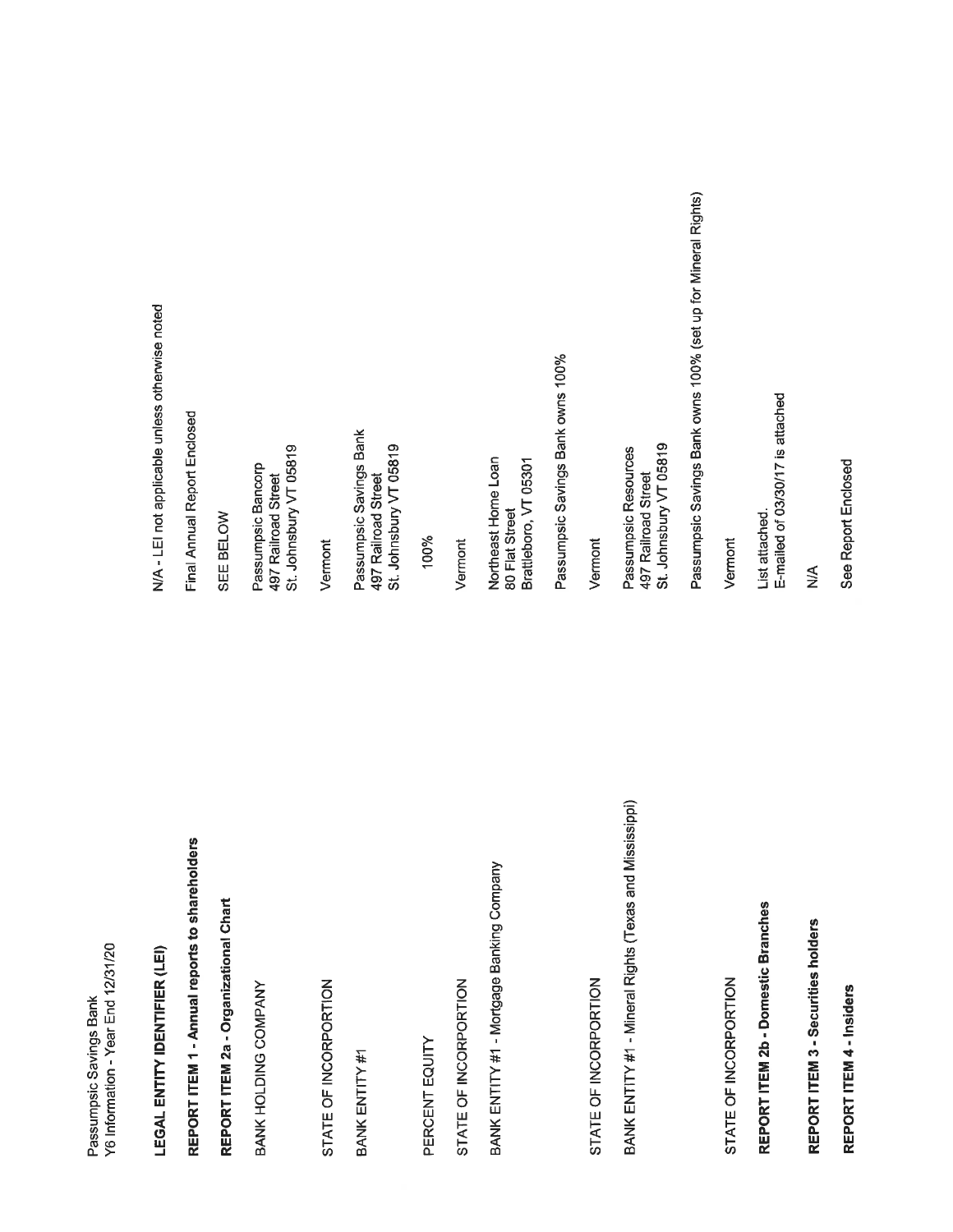Passumpsic Savings Bank
Y6 Information - Year End 12/31/20

| | |
|---|---|
| **LEGAL ENTITY IDENTIFIER (LEI)** | N/A - LEI not applicable unless otherwise noted |
| **REPORT ITEM 1 - Annual reports to shareholders** | Final Annual Report Enclosed |
| **REPORT ITEM 2a - Organizational Chart** | SEE BELOW |
| BANK HOLDING COMPANY | Passumpsic Bancorp<br>497 Railroad Street<br>St. Johnsbury VT 05819 |
| STATE OF INCORPORTION | Vermont |
| BANK ENTITY #1 | Passumpsic Savings Bank<br>497 Railroad Street<br>St. Johnsbury VT 05819 |
| PERCENT EQUITY | 100% |
| STATE OF INCORPORTION | Vermont |
| BANK ENTITY #1 - Mortgage Banking Company | Northeast Home Loan<br>80 Flat Street<br>Brattleboro, VT 05301 |
| | Passumpsic Savings Bank owns 100% |
| STATE OF INCORPORTION | Vermont |
| BANK ENTITY #1 - Mineral Rights (Texas and Mississippi) | Passumpsic Resources<br>497 Railroad Street<br>St. Johnsbury VT 05819 |
| | Passumpsic Savings Bank owns 100% (set up for Mineral Rights) |
| STATE OF INCORPORTION | Vermont |
| **REPORT ITEM 2b - Domestic Branches** | List attached.<br>E-mailed of 03/30/17 is attached |
| **REPORT ITEM 3 - Securities holders** | N/A |
| **REPORT ITEM 4 - Insiders** | See Report Enclosed |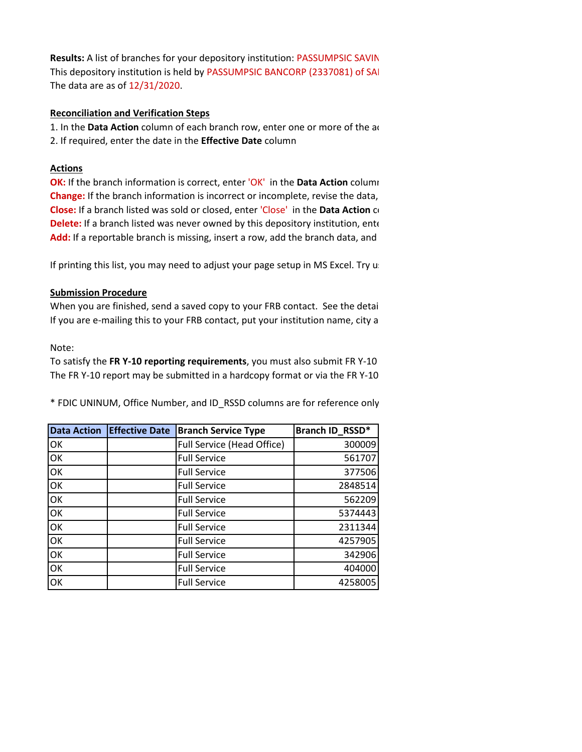**Results:** A list of branches for your depository institution: PASSUMPSIC SAVIN
This depository institution is held by PASSUMPSIC BANCORP (2337081) of SAI
The data are as of 12/31/2020.

**Reconciliation and Verification Steps**

1. In the **Data Action** column of each branch row, enter one or more of the ac
2. If required, enter the date in the **Effective Date** column

**Actions**

**OK:** If the branch information is correct, enter 'OK' in the **Data Action** columr
**Change:** If the branch information is incorrect or incomplete, revise the data,
**Close:** If a branch listed was sold or closed, enter 'Close' in the **Data Action** co
**Delete:** If a branch listed was never owned by this depository institution, ente
**Add:** If a reportable branch is missing, insert a row, add the branch data, and

If printing this list, you may need to adjust your page setup in MS Excel. Try u:

**Submission Procedure**

When you are finished, send a saved copy to your FRB contact. See the detai
If you are e-mailing this to your FRB contact, put your institution name, city a

Note:
To satisfy the **FR Y-10 reporting requirements**, you must also submit FR Y-10
The FR Y-10 report may be submitted in a hardcopy format or via the FR Y-10

* FDIC UNINUM, Office Number, and ID_RSSD columns are for reference only

| Data Action | Effective Date | Branch Service Type | Branch ID_RSSD* |
|---|---|---|---|
| OK | | Full Service (Head Office) | 300009 |
| OK | | Full Service | 561707 |
| OK | | Full Service | 377506 |
| OK | | Full Service | 2848514 |
| OK | | Full Service | 562209 |
| OK | | Full Service | 5374443 |
| OK | | Full Service | 2311344 |
| OK | | Full Service | 4257905 |
| OK | | Full Service | 342906 |
| OK | | Full Service | 404000 |
| OK | | Full Service | 4258005 |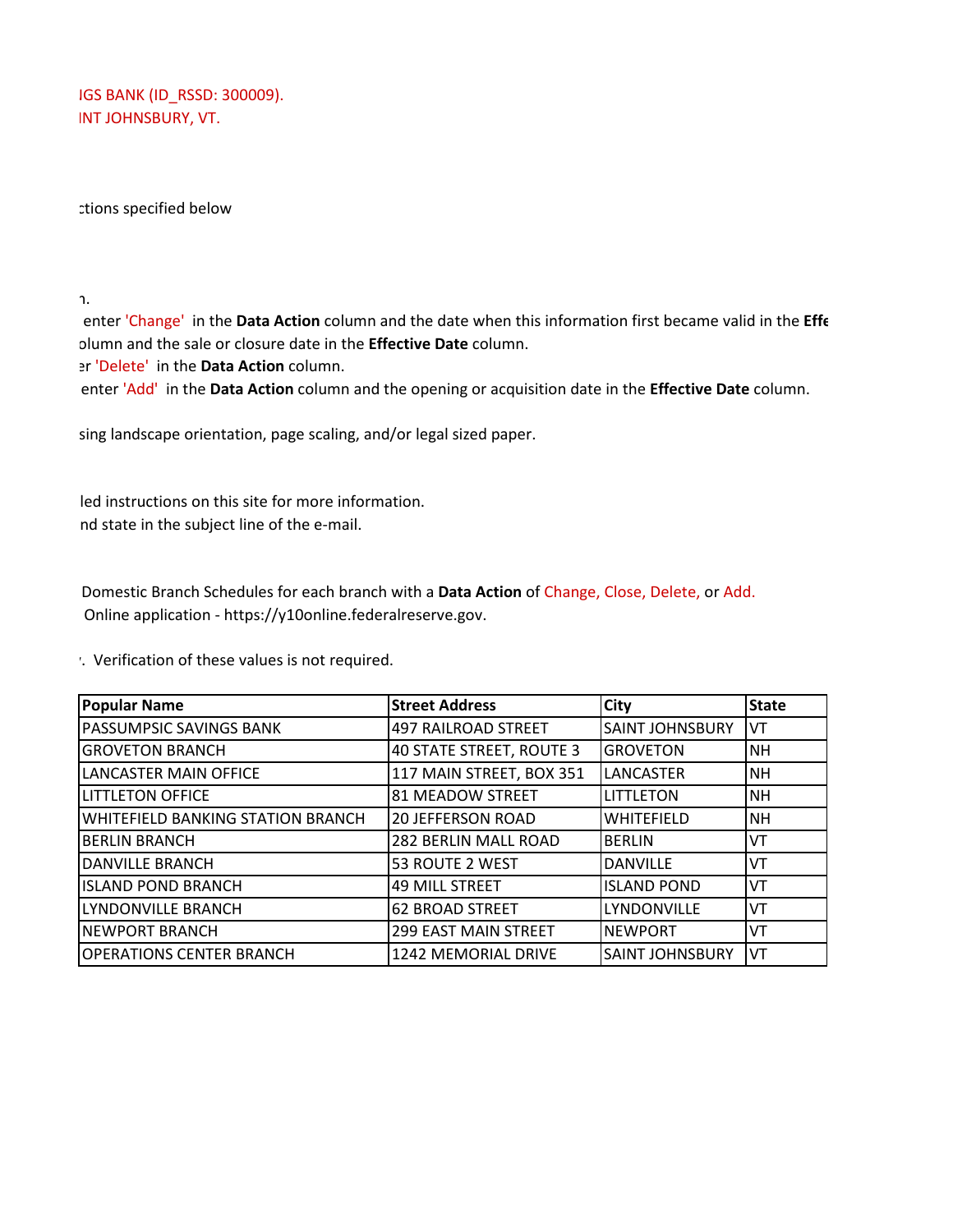IGS BANK (ID_RSSD: 300009).
INT JOHNSBURY, VT.

ctions specified below

n.

enter 'Change' in the **Data Action** column and the date when this information first became valid in the **Effe**
olumn and the sale or closure date in the **Effective Date** column.
er 'Delete' in the **Data Action** column.
enter 'Add' in the **Data Action** column and the opening or acquisition date in the **Effective Date** column.

sing landscape orientation, page scaling, and/or legal sized paper.

led instructions on this site for more information.
nd state in the subject line of the e-mail.

Domestic Branch Schedules for each branch with a **Data Action** of Change, Close, Delete, or Add.
Online application - https://y10online.federalreserve.gov.

. Verification of these values is not required.

| Popular Name | Street Address | City | State |
|---|---|---|---|
| PASSUMPSIC SAVINGS BANK | 497 RAILROAD STREET | SAINT JOHNSBURY | VT |
| GROVETON BRANCH | 40 STATE STREET, ROUTE 3 | GROVETON | NH |
| LANCASTER MAIN OFFICE | 117 MAIN STREET, BOX 351 | LANCASTER | NH |
| LITTLETON OFFICE | 81 MEADOW STREET | LITTLETON | NH |
| WHITEFIELD BANKING STATION BRANCH | 20 JEFFERSON ROAD | WHITEFIELD | NH |
| BERLIN BRANCH | 282 BERLIN MALL ROAD | BERLIN | VT |
| DANVILLE BRANCH | 53 ROUTE 2 WEST | DANVILLE | VT |
| ISLAND POND BRANCH | 49 MILL STREET | ISLAND POND | VT |
| LYNDONVILLE BRANCH | 62 BROAD STREET | LYNDONVILLE | VT |
| NEWPORT BRANCH | 299 EAST MAIN STREET | NEWPORT | VT |
| OPERATIONS CENTER BRANCH | 1242 MEMORIAL DRIVE | SAINT JOHNSBURY | VT |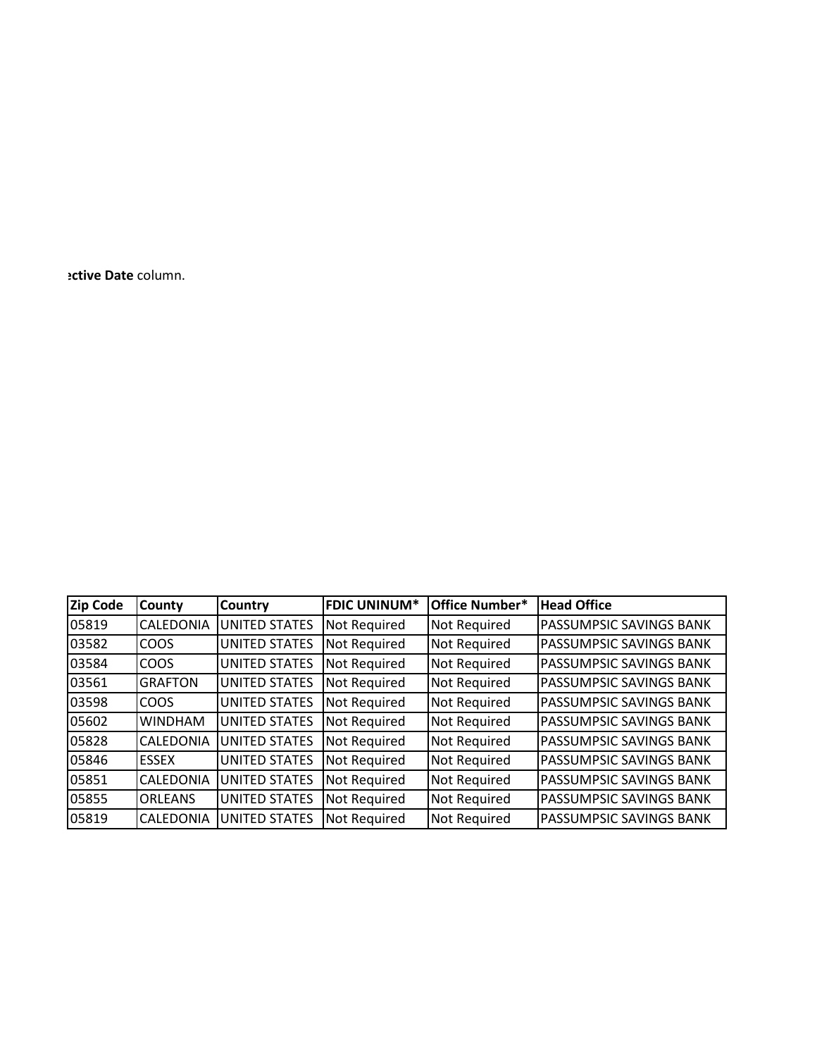**ective Date** column.

| Zip Code | County | Country | FDIC UNINUM* | Office Number* | Head Office |
|---|---|---|---|---|---|
| 05819 | CALEDONIA | UNITED STATES | Not Required | Not Required | PASSUMPSIC SAVINGS BANK |
| 03582 | COOS | UNITED STATES | Not Required | Not Required | PASSUMPSIC SAVINGS BANK |
| 03584 | COOS | UNITED STATES | Not Required | Not Required | PASSUMPSIC SAVINGS BANK |
| 03561 | GRAFTON | UNITED STATES | Not Required | Not Required | PASSUMPSIC SAVINGS BANK |
| 03598 | COOS | UNITED STATES | Not Required | Not Required | PASSUMPSIC SAVINGS BANK |
| 05602 | WINDHAM | UNITED STATES | Not Required | Not Required | PASSUMPSIC SAVINGS BANK |
| 05828 | CALEDONIA | UNITED STATES | Not Required | Not Required | PASSUMPSIC SAVINGS BANK |
| 05846 | ESSEX | UNITED STATES | Not Required | Not Required | PASSUMPSIC SAVINGS BANK |
| 05851 | CALEDONIA | UNITED STATES | Not Required | Not Required | PASSUMPSIC SAVINGS BANK |
| 05855 | ORLEANS | UNITED STATES | Not Required | Not Required | PASSUMPSIC SAVINGS BANK |
| 05819 | CALEDONIA | UNITED STATES | Not Required | Not Required | PASSUMPSIC SAVINGS BANK |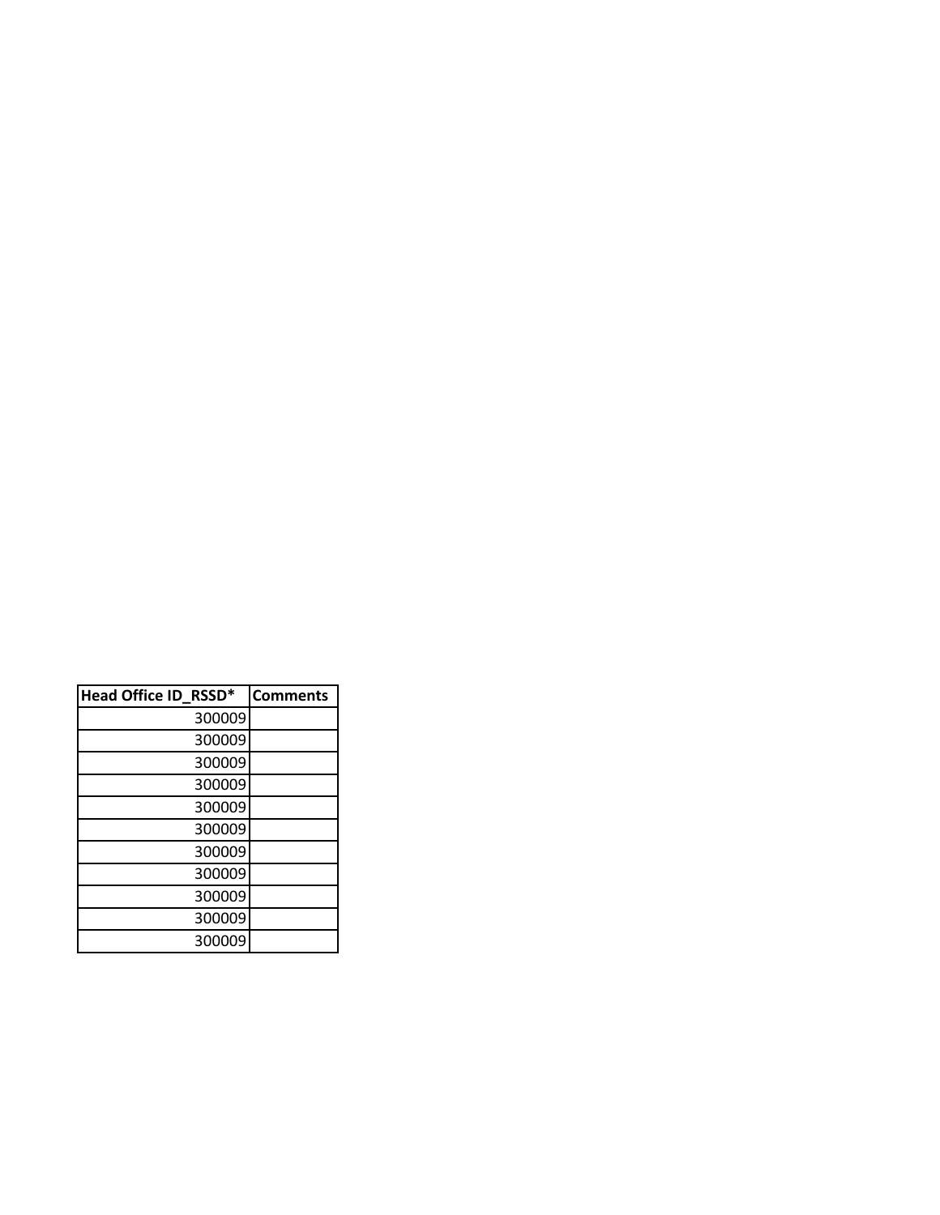| Head Office ID_RSSD* | Comments |
|---|---|
| 300009 | |
| 300009 | |
| 300009 | |
| 300009 | |
| 300009 | |
| 300009 | |
| 300009 | |
| 300009 | |
| 300009 | |
| 300009 | |
| 300009 | |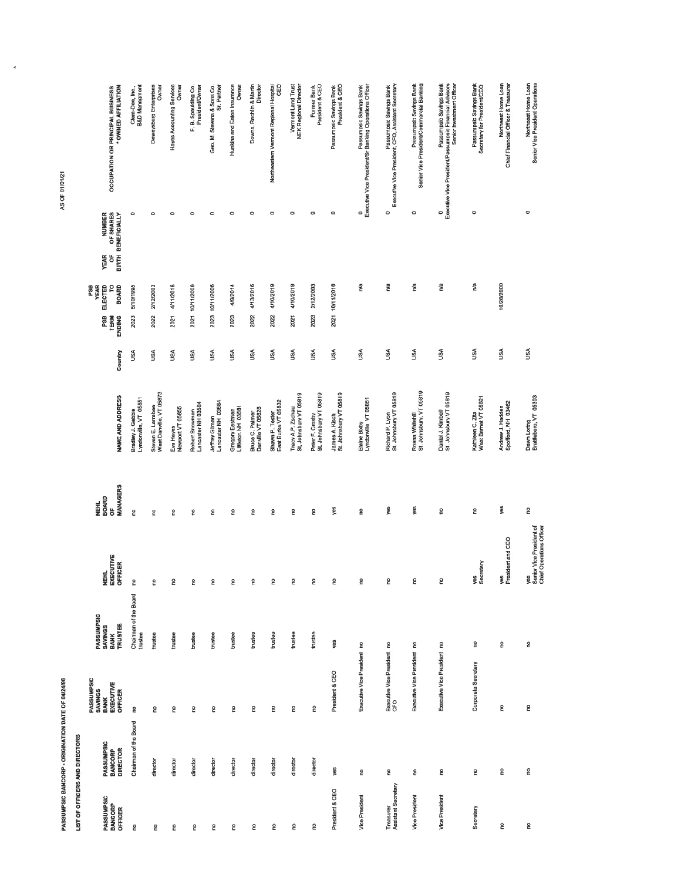PASSUMPSIC BANCORP - ORIGINATION DATE OF 04/24/86

LIST OF OFFICERS AND DIRECTORS

AS OF 01/01/21

| PASSUMPSIC BANCORP OFFICER | PASSUMPSIC BANCORP DIRECTOR | PASSUMPSIC SAVINGS BANK EXECUTIVE OFFICER | PASSUMPSIC SAVINGS BANK TRUSTEE | NEHL EXECUTIVE OFFICER | NEHL BOARD OF MANAGERS | NAME AND ADDRESS | Country | PSB TERM ENDING | PSB YEAR ELECTED TO BOARD | YEAR OF BIRTH | NUMBER OF SHARES BENEFICIALLY | OCCUPATION OR PRINCIPAL BUSINESS * OWNED AFFILIATION |
|---|---|---|---|---|---|---|---|---|---|---|---|---|
| no | Chairman of the Board | no | Chairman of the Board trustee | no | no | Bradley J. Gebbie Lyndonville, VT 05851 | USA | 2023 | 5/10/1995 | | 0 | Clem-Dee, Inc., B&D Managment |
| no | director | no | trustee | no | no | Steven E. Larrabee West Danville, VT 05873 | USA | 2022 | 2/12/2003 | | 0 | Deweysburg Enterprises Owner |
| no | director | no | trustee | no | no | Eva Hayes Newport VT 05855 | USA | 2021 | 4/11/2018 | | 0 | Hayes Accounting Services Owner |
| no | director | no | trustee | no | no | Robert Showman Lancaster NH 03584 | USA | 2021 | 10/11/2006 | | 0 | F. B. Spaulding Co. President/Owner |
| no | director | no | trustee | no | no | Jeffrey Gilman Lancaster NH 03584 | USA | 2023 | 10/11/2006 | | 0 | Geo. M. Stevens & Sons Co. Sr. Partner |
| no | director | no | trustee | no | no | Gregory Eastman Littleton NH 03561 | USA | 2023 | 4/9/2014 | | 0 | Hunkins and Eaton Insurance Owner |
| no | director | no | trustee | no | no | Bruce C. Palmer Danville VT 05828 | USA | 2022 | 4/13/2016 | | 0 | Downs, Rachlin & Martin Director |
| no | director | no | trustee | no | no | Shawn P. Tester East Burke VT 05832 | USA | 2022 | 4/10/2019 | | 0 | Northeastern Vermont Regional Hospital CEO |
| no | director | no | trustee | no | no | Tracy A.P. Zschau St. Johnsbury VT 05819 | USA | 2021 | 4/10/2019 | | 0 | Vermont Land Trust NEK Regional Director |
| no | director | no | trustee | no | no | Peter F. Crosby St. Johnsbury VT 05819 | USA | 2023 | 2/12/2003 | | 0 | Former Bank President & CEO |
| President & CEO | yes | President & CEO | yes | no | yes | James A. Kisch St. Johnsbury VT 05819 | USA | 2021 | 10/11/2016 | | 0 | Passumpsic Savings Bank President & CEO |
| Vice President | no | Executive Vice President | no | no | no | Elaine Bixby Lyndonville VT 05851 | USA | | n/a | | 0 | Passumpsic Savings Bank Executive Vice President/Sr Banking Operations Officer |
| Treasurer Assistant Secretary | no | Executive Vice President CFO | no | no | yes | Richard P. Lyon St. Johnsbury VT 05819 | USA | | n/a | | 0 | Passumpsic Savings Bank Executive Vice President, CFO, Assistant Secretary |
| Vice President | no | Executive Vice President | no | no | yes | Roena Whitehill St. Johnsbury, VT 05819 | USA | | n/a | | 0 | Passumpsic Savings Bank Senior Vice President/Commercial Banking |
| Vice President | no | Executive Vice President | no | no | no | Daniel J. Kimbell St. Johnsbury VT 05819 | USA | | n/a | | 0 | Passumpsic Savings Bank Executive Vice President/Passumpsic Financial Advisors Senior Investment Officer |
| Secretary | no | Corporate Secretary | no | yes Secretary | no | Kathleen C. Zita West Barnet VT 05821 | USA | | n/a | | 0 | Passumpsic Savings Bank Secretary for President/CEO |
| no | no | no | no | yes President and CEO | yes | Andrew J. Hadden Spofford, NH 03462 | USA | | 10/26/2000 | | | Northeast Home Loan Chief Financial Officer & Treasurer |
| no | no | no | no | yes Senior Vice President of Chief Operations Officer | no | Dawn Loring Brattleboro, VT 05303 | USA | | | | 0 | Northeast Home Loan Senior Vice President Operations |